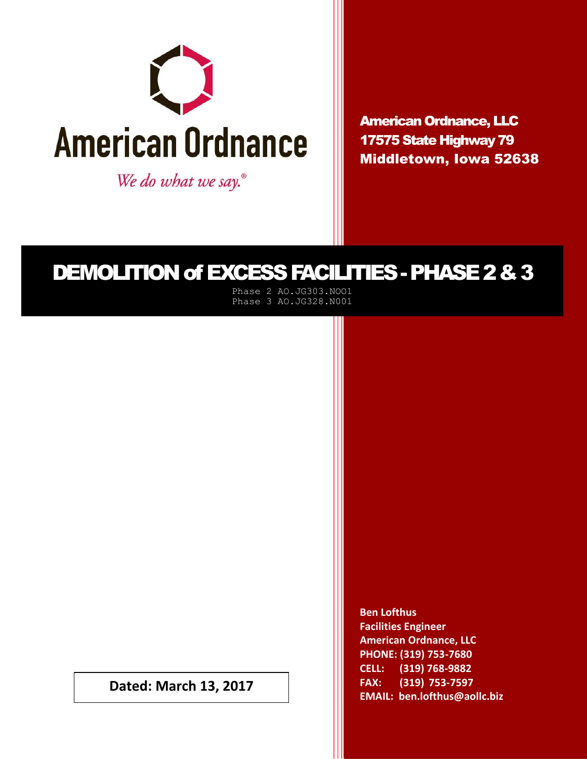American Ordnance

*We do what we say.®*

American Ordnance, LLC
17575 State Highway 79
Middletown, Iowa 52638

# DEMOLITION of EXCESS FACILITIES - PHASE 2 & 3

Phase 2 AO.JG303.NOO1
Phase 3 AO.JG328.N001

**Dated: March 13, 2017**

**Ben Lofthus**
**Facilities Engineer**
**American Ordnance, LLC**
**PHONE: (319) 753-7680**
**CELL: (319) 768-9882**
**FAX: (319) 753-7597**
**EMAIL: ben.lofthus@aollc.biz**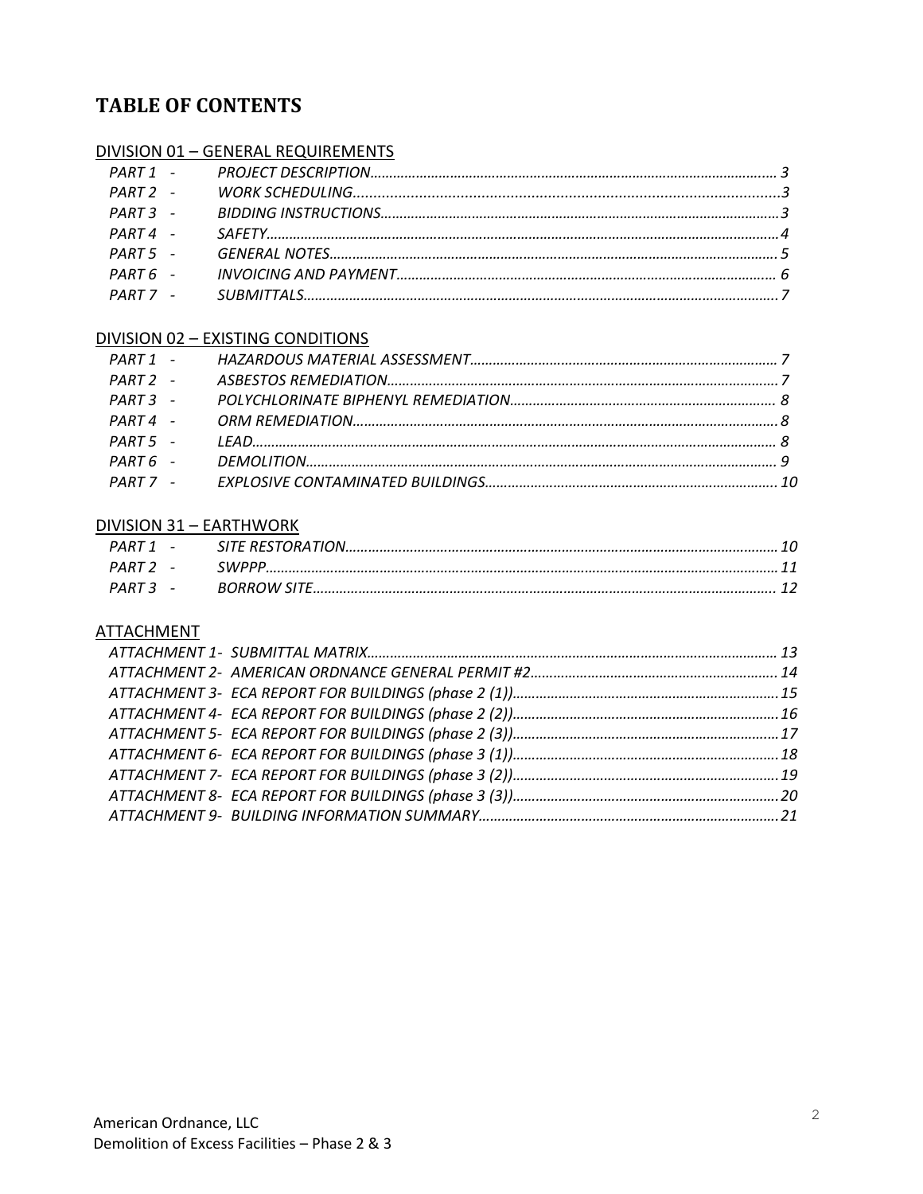# TABLE OF CONTENTS

## DIVISION 01 – GENERAL REQUIREMENTS

*PART 1 - PROJECT DESCRIPTION.......... 3*
*PART 2 - WORK SCHEDULING.......... 3*
*PART 3 - BIDDING INSTRUCTIONS.......... 3*
*PART 4 - SAFETY.......... 4*
*PART 5 - GENERAL NOTES.......... 5*
*PART 6 - INVOICING AND PAYMENT.......... 6*
*PART 7 - SUBMITTALS.......... 7*

## DIVISION 02 – EXISTING CONDITIONS

*PART 1 - HAZARDOUS MATERIAL ASSESSMENT.......... 7*
*PART 2 - ASBESTOS REMEDIATION.......... 7*
*PART 3 - POLYCHLORINATE BIPHENYL REMEDIATION.......... 8*
*PART 4 - ORM REMEDIATION.......... 8*
*PART 5 - LEAD.......... 8*
*PART 6 - DEMOLITION.......... 9*
*PART 7 - EXPLOSIVE CONTAMINATED BUILDINGS.......... 10*

## DIVISION 31 – EARTHWORK

*PART 1 - SITE RESTORATION.......... 10*
*PART 2 - SWPPP.......... 11*
*PART 3 - BORROW SITE.......... 12*

## ATTACHMENT

*ATTACHMENT 1- SUBMITTAL MATRIX.......... 13*
*ATTACHMENT 2- AMERICAN ORDNANCE GENERAL PERMIT #2.......... 14*
*ATTACHMENT 3- ECA REPORT FOR BUILDINGS (phase 2 (1)).......... 15*
*ATTACHMENT 4- ECA REPORT FOR BUILDINGS (phase 2 (2)).......... 16*
*ATTACHMENT 5- ECA REPORT FOR BUILDINGS (phase 2 (3)).......... 17*
*ATTACHMENT 6- ECA REPORT FOR BUILDINGS (phase 3 (1)).......... 18*
*ATTACHMENT 7- ECA REPORT FOR BUILDINGS (phase 3 (2)).......... 19*
*ATTACHMENT 8- ECA REPORT FOR BUILDINGS (phase 3 (3)).......... 20*
*ATTACHMENT 9- BUILDING INFORMATION SUMMARY.......... 21*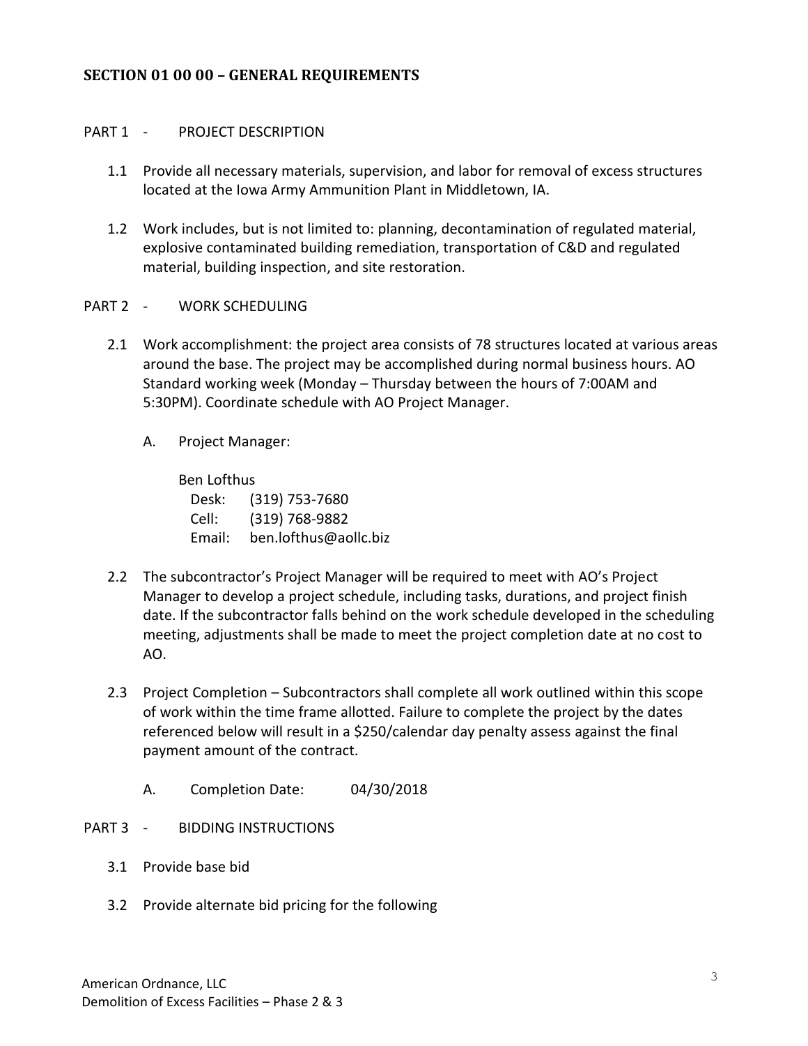## SECTION 01 00 00 – GENERAL REQUIREMENTS

PART 1 - PROJECT DESCRIPTION

1.1 Provide all necessary materials, supervision, and labor for removal of excess structures located at the Iowa Army Ammunition Plant in Middletown, IA.

1.2 Work includes, but is not limited to: planning, decontamination of regulated material, explosive contaminated building remediation, transportation of C&D and regulated material, building inspection, and site restoration.

PART 2 - WORK SCHEDULING

2.1 Work accomplishment: the project area consists of 78 structures located at various areas around the base. The project may be accomplished during normal business hours. AO Standard working week (Monday – Thursday between the hours of 7:00AM and 5:30PM). Coordinate schedule with AO Project Manager.

A. Project Manager:

Ben Lofthus
Desk: (319) 753-7680
Cell: (319) 768-9882
Email: ben.lofthus@aollc.biz

2.2 The subcontractor's Project Manager will be required to meet with AO's Project Manager to develop a project schedule, including tasks, durations, and project finish date. If the subcontractor falls behind on the work schedule developed in the scheduling meeting, adjustments shall be made to meet the project completion date at no cost to AO.

2.3 Project Completion – Subcontractors shall complete all work outlined within this scope of work within the time frame allotted. Failure to complete the project by the dates referenced below will result in a $250/calendar day penalty assess against the final payment amount of the contract.

A. Completion Date: 04/30/2018

PART 3 - BIDDING INSTRUCTIONS

3.1 Provide base bid

3.2 Provide alternate bid pricing for the following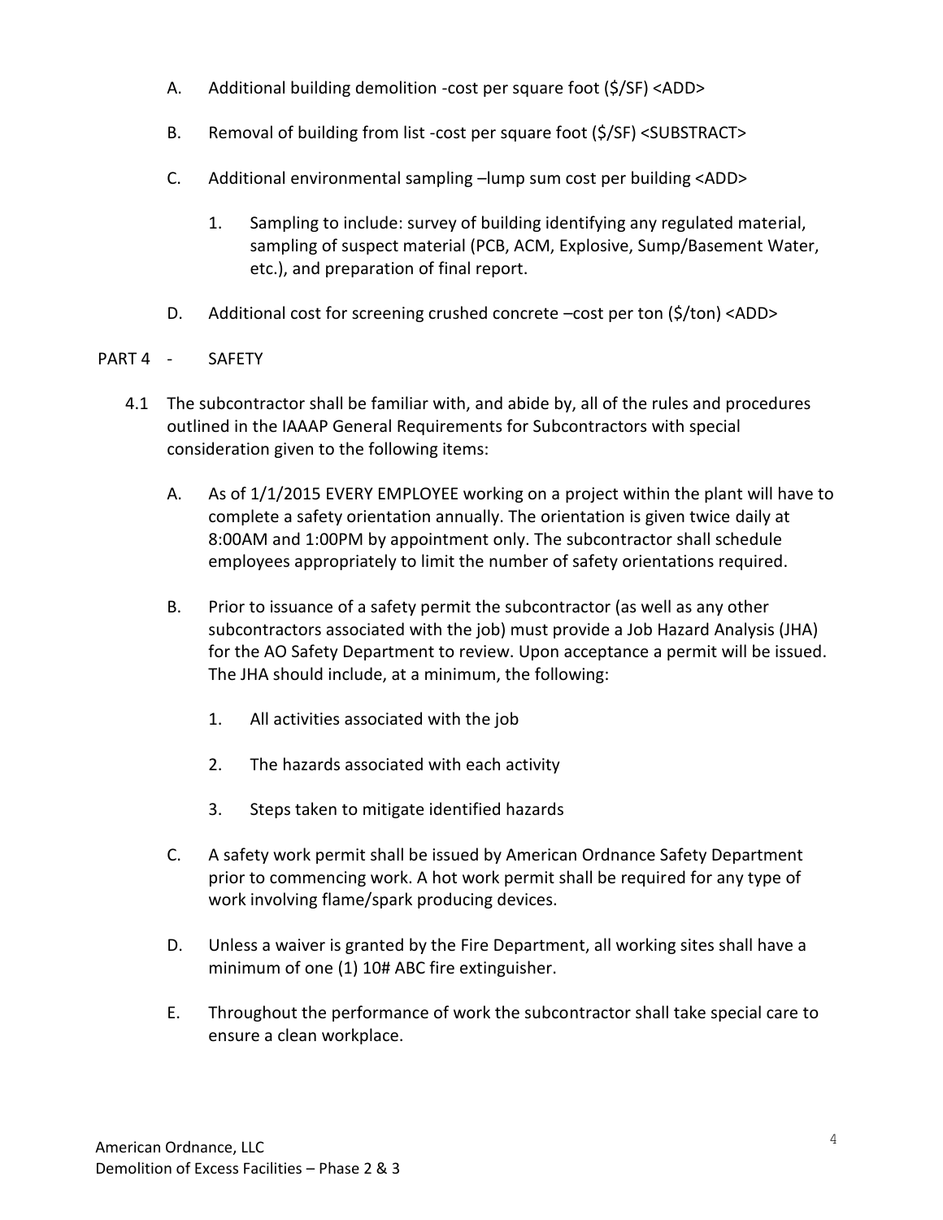A. Additional building demolition -cost per square foot ($/SF) <ADD>

B. Removal of building from list -cost per square foot ($/SF) <SUBSTRACT>

C. Additional environmental sampling –lump sum cost per building <ADD>

   1. Sampling to include: survey of building identifying any regulated material, sampling of suspect material (PCB, ACM, Explosive, Sump/Basement Water, etc.), and preparation of final report.

D. Additional cost for screening crushed concrete –cost per ton ($/ton) <ADD>

## PART 4 - SAFETY

4.1 The subcontractor shall be familiar with, and abide by, all of the rules and procedures outlined in the IAAAP General Requirements for Subcontractors with special consideration given to the following items:

A. As of 1/1/2015 EVERY EMPLOYEE working on a project within the plant will have to complete a safety orientation annually. The orientation is given twice daily at 8:00AM and 1:00PM by appointment only. The subcontractor shall schedule employees appropriately to limit the number of safety orientations required.

B. Prior to issuance of a safety permit the subcontractor (as well as any other subcontractors associated with the job) must provide a Job Hazard Analysis (JHA) for the AO Safety Department to review. Upon acceptance a permit will be issued. The JHA should include, at a minimum, the following:

   1. All activities associated with the job

   2. The hazards associated with each activity

   3. Steps taken to mitigate identified hazards

C. A safety work permit shall be issued by American Ordnance Safety Department prior to commencing work. A hot work permit shall be required for any type of work involving flame/spark producing devices.

D. Unless a waiver is granted by the Fire Department, all working sites shall have a minimum of one (1) 10# ABC fire extinguisher.

E. Throughout the performance of work the subcontractor shall take special care to ensure a clean workplace.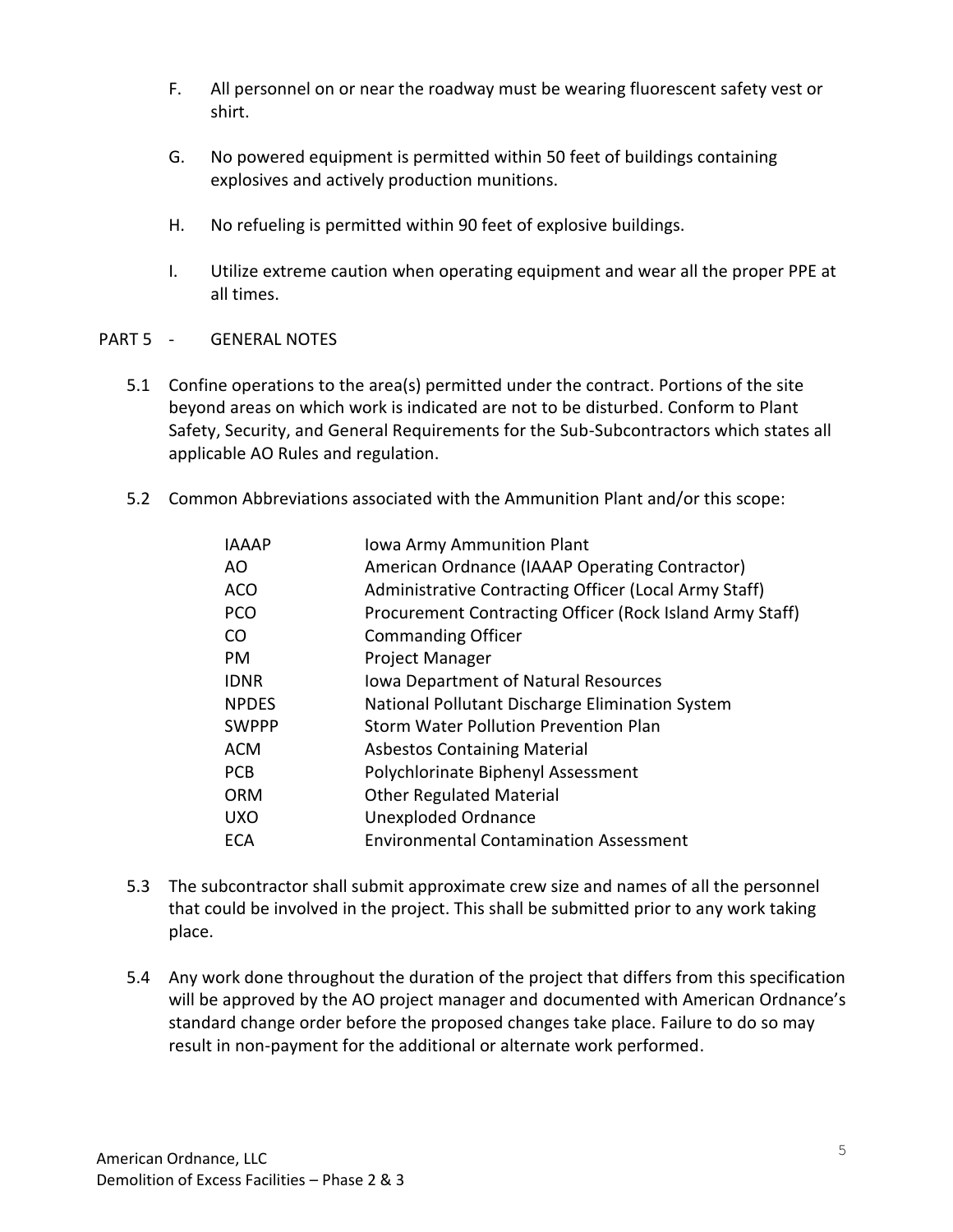F. All personnel on or near the roadway must be wearing fluorescent safety vest or shirt.

G. No powered equipment is permitted within 50 feet of buildings containing explosives and actively production munitions.

H. No refueling is permitted within 90 feet of explosive buildings.

I. Utilize extreme caution when operating equipment and wear all the proper PPE at all times.

## PART 5 - GENERAL NOTES

5.1 Confine operations to the area(s) permitted under the contract. Portions of the site beyond areas on which work is indicated are not to be disturbed. Conform to Plant Safety, Security, and General Requirements for the Sub-Subcontractors which states all applicable AO Rules and regulation.

5.2 Common Abbreviations associated with the Ammunition Plant and/or this scope:

| | |
|---|---|
| IAAAP | Iowa Army Ammunition Plant |
| AO | American Ordnance (IAAAP Operating Contractor) |
| ACO | Administrative Contracting Officer (Local Army Staff) |
| PCO | Procurement Contracting Officer (Rock Island Army Staff) |
| CO | Commanding Officer |
| PM | Project Manager |
| IDNR | Iowa Department of Natural Resources |
| NPDES | National Pollutant Discharge Elimination System |
| SWPPP | Storm Water Pollution Prevention Plan |
| ACM | Asbestos Containing Material |
| PCB | Polychlorinate Biphenyl Assessment |
| ORM | Other Regulated Material |
| UXO | Unexploded Ordnance |
| ECA | Environmental Contamination Assessment |

5.3 The subcontractor shall submit approximate crew size and names of all the personnel that could be involved in the project. This shall be submitted prior to any work taking place.

5.4 Any work done throughout the duration of the project that differs from this specification will be approved by the AO project manager and documented with American Ordnance's standard change order before the proposed changes take place. Failure to do so may result in non-payment for the additional or alternate work performed.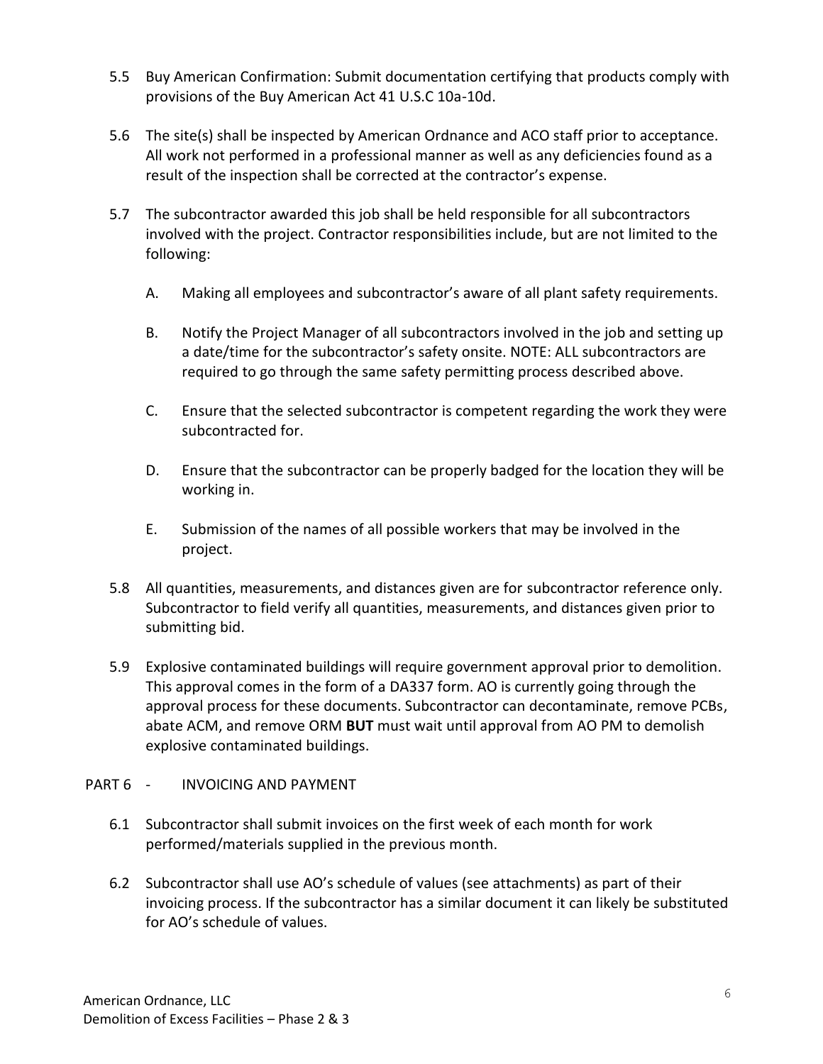5.5 Buy American Confirmation: Submit documentation certifying that products comply with provisions of the Buy American Act 41 U.S.C 10a-10d.

5.6 The site(s) shall be inspected by American Ordnance and ACO staff prior to acceptance. All work not performed in a professional manner as well as any deficiencies found as a result of the inspection shall be corrected at the contractor's expense.

5.7 The subcontractor awarded this job shall be held responsible for all subcontractors involved with the project. Contractor responsibilities include, but are not limited to the following:

   A. Making all employees and subcontractor's aware of all plant safety requirements.

   B. Notify the Project Manager of all subcontractors involved in the job and setting up a date/time for the subcontractor's safety onsite. NOTE: ALL subcontractors are required to go through the same safety permitting process described above.

   C. Ensure that the selected subcontractor is competent regarding the work they were subcontracted for.

   D. Ensure that the subcontractor can be properly badged for the location they will be working in.

   E. Submission of the names of all possible workers that may be involved in the project.

5.8 All quantities, measurements, and distances given are for subcontractor reference only. Subcontractor to field verify all quantities, measurements, and distances given prior to submitting bid.

5.9 Explosive contaminated buildings will require government approval prior to demolition. This approval comes in the form of a DA337 form. AO is currently going through the approval process for these documents. Subcontractor can decontaminate, remove PCBs, abate ACM, and remove ORM **BUT** must wait until approval from AO PM to demolish explosive contaminated buildings.

## PART 6 - INVOICING AND PAYMENT

6.1 Subcontractor shall submit invoices on the first week of each month for work performed/materials supplied in the previous month.

6.2 Subcontractor shall use AO's schedule of values (see attachments) as part of their invoicing process. If the subcontractor has a similar document it can likely be substituted for AO's schedule of values.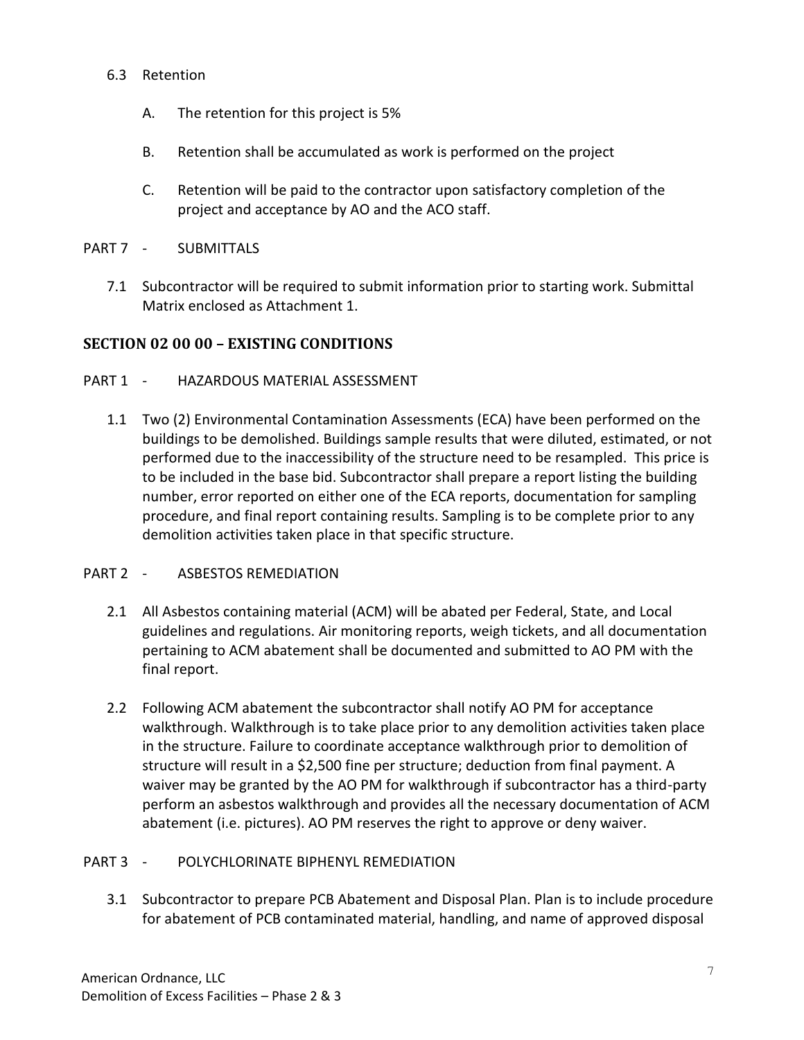6.3 Retention

A. The retention for this project is 5%

B. Retention shall be accumulated as work is performed on the project

C. Retention will be paid to the contractor upon satisfactory completion of the project and acceptance by AO and the ACO staff.

PART 7 - SUBMITTALS

7.1 Subcontractor will be required to submit information prior to starting work. Submittal Matrix enclosed as Attachment 1.

## SECTION 02 00 00 – EXISTING CONDITIONS

PART 1 - HAZARDOUS MATERIAL ASSESSMENT

1.1 Two (2) Environmental Contamination Assessments (ECA) have been performed on the buildings to be demolished. Buildings sample results that were diluted, estimated, or not performed due to the inaccessibility of the structure need to be resampled. This price is to be included in the base bid. Subcontractor shall prepare a report listing the building number, error reported on either one of the ECA reports, documentation for sampling procedure, and final report containing results. Sampling is to be complete prior to any demolition activities taken place in that specific structure.

PART 2 - ASBESTOS REMEDIATION

2.1 All Asbestos containing material (ACM) will be abated per Federal, State, and Local guidelines and regulations. Air monitoring reports, weigh tickets, and all documentation pertaining to ACM abatement shall be documented and submitted to AO PM with the final report.

2.2 Following ACM abatement the subcontractor shall notify AO PM for acceptance walkthrough. Walkthrough is to take place prior to any demolition activities taken place in the structure. Failure to coordinate acceptance walkthrough prior to demolition of structure will result in a $2,500 fine per structure; deduction from final payment. A waiver may be granted by the AO PM for walkthrough if subcontractor has a third-party perform an asbestos walkthrough and provides all the necessary documentation of ACM abatement (i.e. pictures). AO PM reserves the right to approve or deny waiver.

PART 3 - POLYCHLORINATE BIPHENYL REMEDIATION

3.1 Subcontractor to prepare PCB Abatement and Disposal Plan. Plan is to include procedure for abatement of PCB contaminated material, handling, and name of approved disposal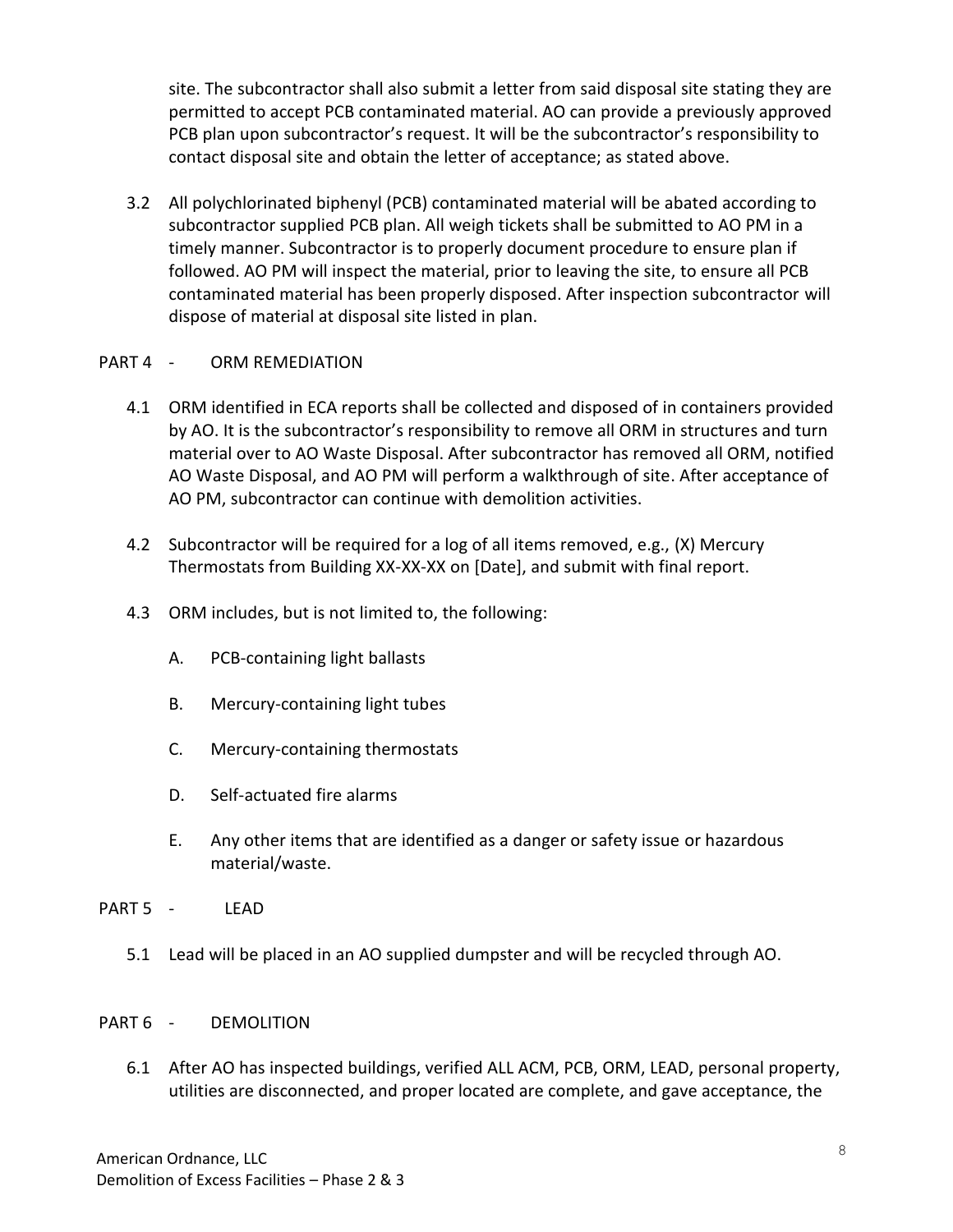site. The subcontractor shall also submit a letter from said disposal site stating they are permitted to accept PCB contaminated material. AO can provide a previously approved PCB plan upon subcontractor's request. It will be the subcontractor's responsibility to contact disposal site and obtain the letter of acceptance; as stated above.

3.2 All polychlorinated biphenyl (PCB) contaminated material will be abated according to subcontractor supplied PCB plan. All weigh tickets shall be submitted to AO PM in a timely manner. Subcontractor is to properly document procedure to ensure plan if followed. AO PM will inspect the material, prior to leaving the site, to ensure all PCB contaminated material has been properly disposed. After inspection subcontractor will dispose of material at disposal site listed in plan.

## PART 4 - ORM REMEDIATION

4.1 ORM identified in ECA reports shall be collected and disposed of in containers provided by AO. It is the subcontractor's responsibility to remove all ORM in structures and turn material over to AO Waste Disposal. After subcontractor has removed all ORM, notified AO Waste Disposal, and AO PM will perform a walkthrough of site. After acceptance of AO PM, subcontractor can continue with demolition activities.

4.2 Subcontractor will be required for a log of all items removed, e.g., (X) Mercury Thermostats from Building XX-XX-XX on [Date], and submit with final report.

4.3 ORM includes, but is not limited to, the following:

A. PCB-containing light ballasts

B. Mercury-containing light tubes

C. Mercury-containing thermostats

D. Self-actuated fire alarms

E. Any other items that are identified as a danger or safety issue or hazardous material/waste.

## PART 5 - LEAD

5.1 Lead will be placed in an AO supplied dumpster and will be recycled through AO.

## PART 6 - DEMOLITION

6.1 After AO has inspected buildings, verified ALL ACM, PCB, ORM, LEAD, personal property, utilities are disconnected, and proper located are complete, and gave acceptance, the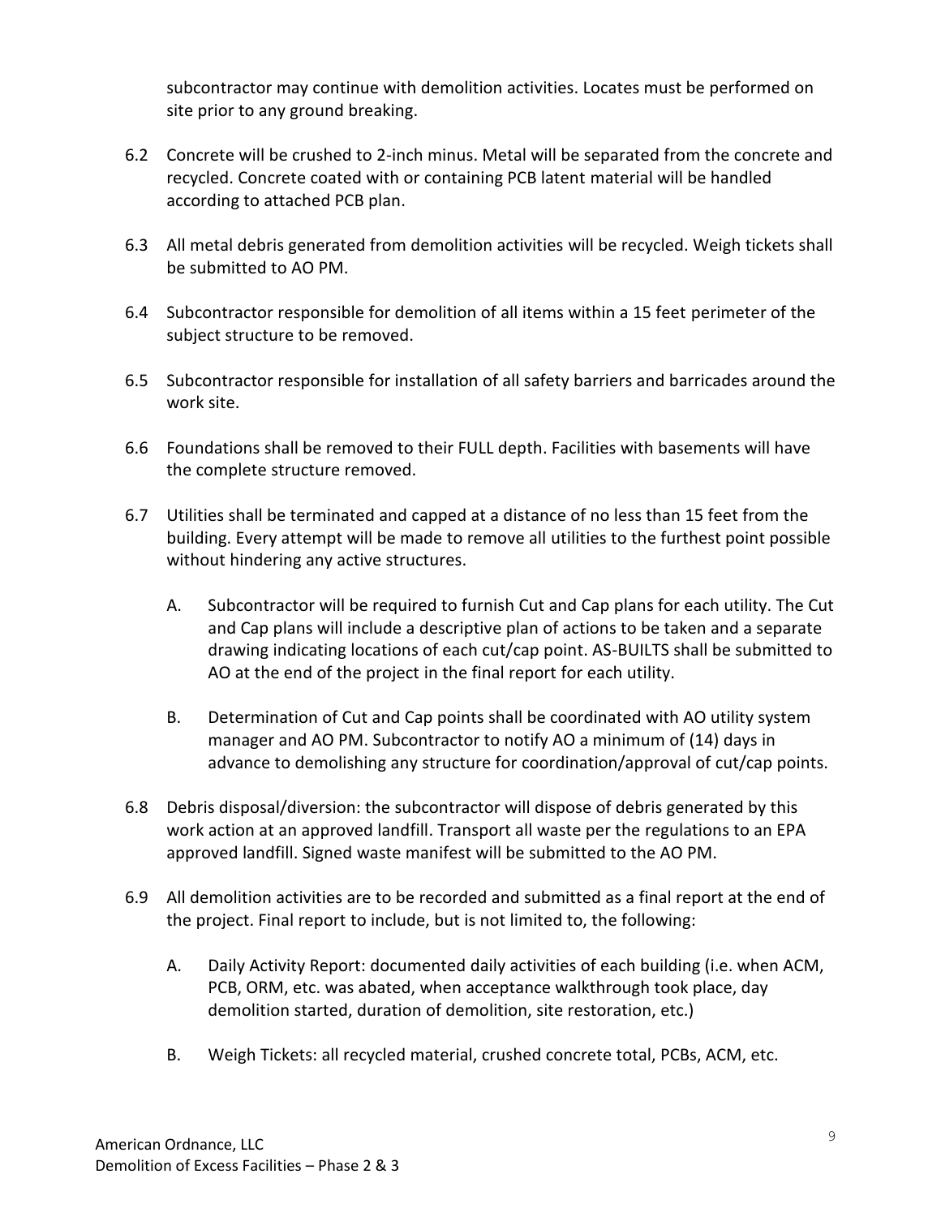subcontractor may continue with demolition activities. Locates must be performed on site prior to any ground breaking.

6.2 Concrete will be crushed to 2-inch minus. Metal will be separated from the concrete and recycled. Concrete coated with or containing PCB latent material will be handled according to attached PCB plan.

6.3 All metal debris generated from demolition activities will be recycled. Weigh tickets shall be submitted to AO PM.

6.4 Subcontractor responsible for demolition of all items within a 15 feet perimeter of the subject structure to be removed.

6.5 Subcontractor responsible for installation of all safety barriers and barricades around the work site.

6.6 Foundations shall be removed to their FULL depth. Facilities with basements will have the complete structure removed.

6.7 Utilities shall be terminated and capped at a distance of no less than 15 feet from the building. Every attempt will be made to remove all utilities to the furthest point possible without hindering any active structures.

  A. Subcontractor will be required to furnish Cut and Cap plans for each utility. The Cut and Cap plans will include a descriptive plan of actions to be taken and a separate drawing indicating locations of each cut/cap point. AS-BUILTS shall be submitted to AO at the end of the project in the final report for each utility.

  B. Determination of Cut and Cap points shall be coordinated with AO utility system manager and AO PM. Subcontractor to notify AO a minimum of (14) days in advance to demolishing any structure for coordination/approval of cut/cap points.

6.8 Debris disposal/diversion: the subcontractor will dispose of debris generated by this work action at an approved landfill. Transport all waste per the regulations to an EPA approved landfill. Signed waste manifest will be submitted to the AO PM.

6.9 All demolition activities are to be recorded and submitted as a final report at the end of the project. Final report to include, but is not limited to, the following:

  A. Daily Activity Report: documented daily activities of each building (i.e. when ACM, PCB, ORM, etc. was abated, when acceptance walkthrough took place, day demolition started, duration of demolition, site restoration, etc.)

  B. Weigh Tickets: all recycled material, crushed concrete total, PCBs, ACM, etc.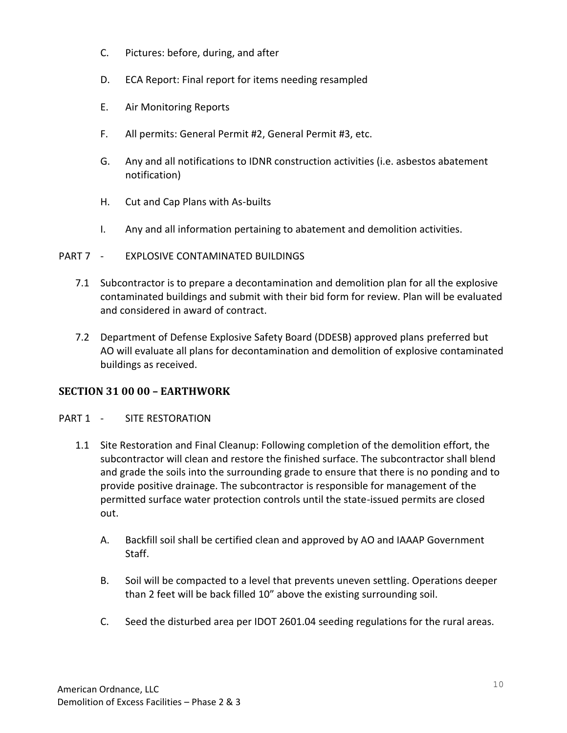C. Pictures: before, during, and after

D. ECA Report: Final report for items needing resampled

E. Air Monitoring Reports

F. All permits: General Permit #2, General Permit #3, etc.

G. Any and all notifications to IDNR construction activities (i.e. asbestos abatement notification)

H. Cut and Cap Plans with As-builts

I. Any and all information pertaining to abatement and demolition activities.

PART 7 - EXPLOSIVE CONTAMINATED BUILDINGS

7.1 Subcontractor is to prepare a decontamination and demolition plan for all the explosive contaminated buildings and submit with their bid form for review. Plan will be evaluated and considered in award of contract.

7.2 Department of Defense Explosive Safety Board (DDESB) approved plans preferred but AO will evaluate all plans for decontamination and demolition of explosive contaminated buildings as received.

## SECTION 31 00 00 – EARTHWORK

PART 1 - SITE RESTORATION

1.1 Site Restoration and Final Cleanup: Following completion of the demolition effort, the subcontractor will clean and restore the finished surface. The subcontractor shall blend and grade the soils into the surrounding grade to ensure that there is no ponding and to provide positive drainage. The subcontractor is responsible for management of the permitted surface water protection controls until the state-issued permits are closed out.

A. Backfill soil shall be certified clean and approved by AO and IAAAP Government Staff.

B. Soil will be compacted to a level that prevents uneven settling. Operations deeper than 2 feet will be back filled 10" above the existing surrounding soil.

C. Seed the disturbed area per IDOT 2601.04 seeding regulations for the rural areas.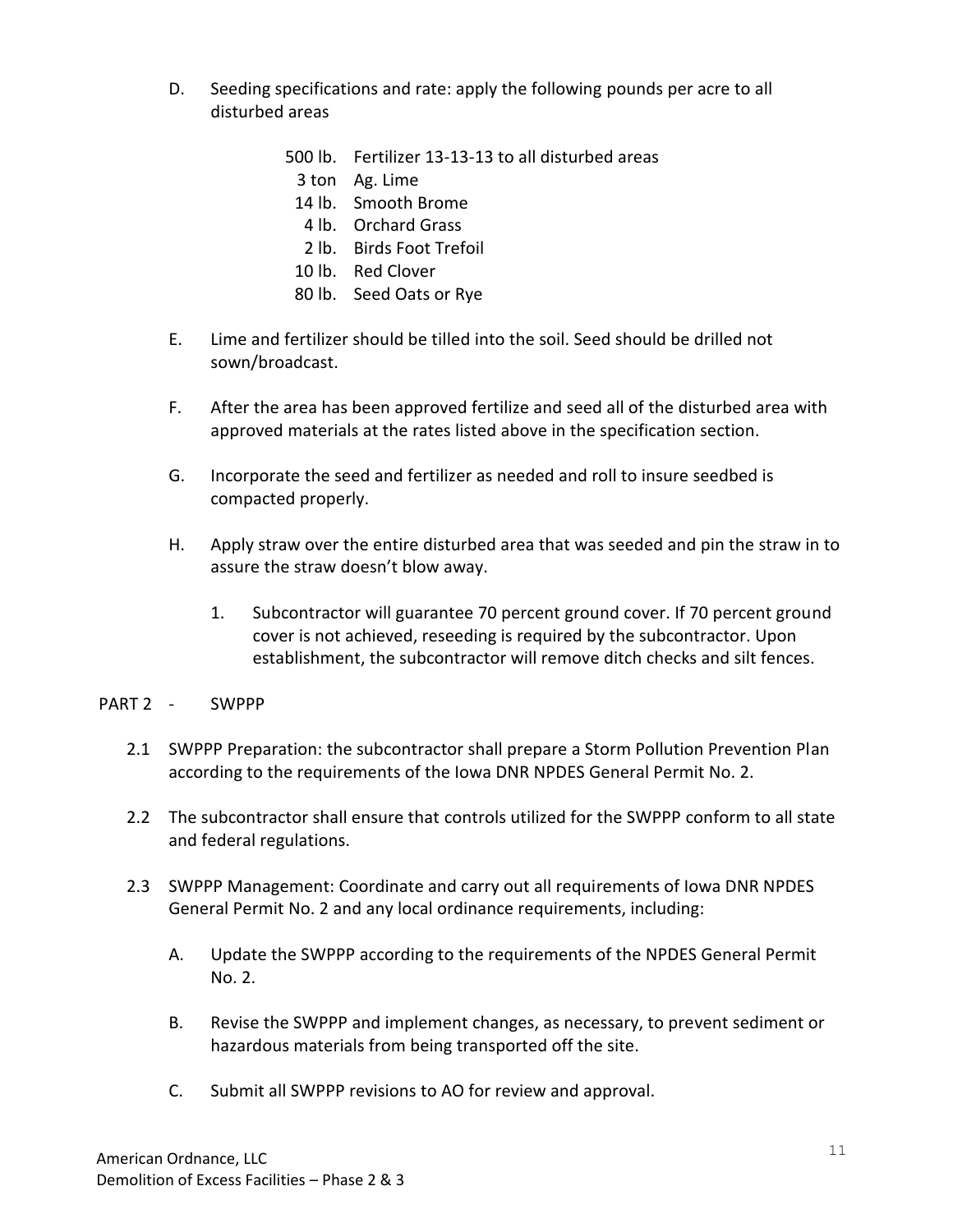D. Seeding specifications and rate: apply the following pounds per acre to all disturbed areas

| | |
|---|---|
| 500 lb. | Fertilizer 13-13-13 to all disturbed areas |
| 3 ton | Ag. Lime |
| 14 lb. | Smooth Brome |
| 4 lb. | Orchard Grass |
| 2 lb. | Birds Foot Trefoil |
| 10 lb. | Red Clover |
| 80 lb. | Seed Oats or Rye |

E. Lime and fertilizer should be tilled into the soil. Seed should be drilled not sown/broadcast.

F. After the area has been approved fertilize and seed all of the disturbed area with approved materials at the rates listed above in the specification section.

G. Incorporate the seed and fertilizer as needed and roll to insure seedbed is compacted properly.

H. Apply straw over the entire disturbed area that was seeded and pin the straw in to assure the straw doesn't blow away.

   1. Subcontractor will guarantee 70 percent ground cover. If 70 percent ground cover is not achieved, reseeding is required by the subcontractor. Upon establishment, the subcontractor will remove ditch checks and silt fences.

## PART 2 - SWPPP

2.1 SWPPP Preparation: the subcontractor shall prepare a Storm Pollution Prevention Plan according to the requirements of the Iowa DNR NPDES General Permit No. 2.

2.2 The subcontractor shall ensure that controls utilized for the SWPPP conform to all state and federal regulations.

2.3 SWPPP Management: Coordinate and carry out all requirements of Iowa DNR NPDES General Permit No. 2 and any local ordinance requirements, including:

A. Update the SWPPP according to the requirements of the NPDES General Permit No. 2.

B. Revise the SWPPP and implement changes, as necessary, to prevent sediment or hazardous materials from being transported off the site.

C. Submit all SWPPP revisions to AO for review and approval.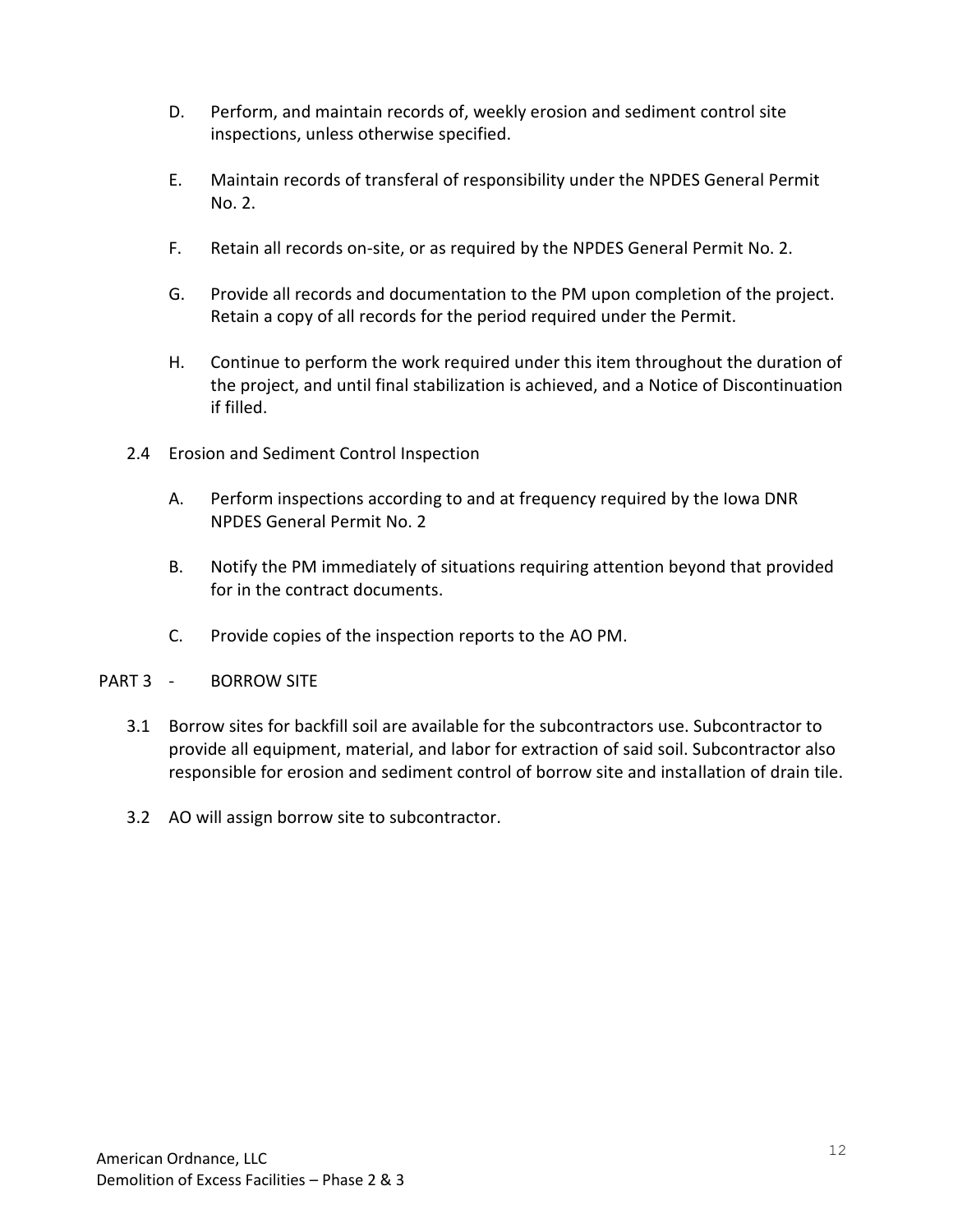D. Perform, and maintain records of, weekly erosion and sediment control site inspections, unless otherwise specified.

E. Maintain records of transferal of responsibility under the NPDES General Permit No. 2.

F. Retain all records on-site, or as required by the NPDES General Permit No. 2.

G. Provide all records and documentation to the PM upon completion of the project. Retain a copy of all records for the period required under the Permit.

H. Continue to perform the work required under this item throughout the duration of the project, and until final stabilization is achieved, and a Notice of Discontinuation if filled.

2.4 Erosion and Sediment Control Inspection

A. Perform inspections according to and at frequency required by the Iowa DNR NPDES General Permit No. 2

B. Notify the PM immediately of situations requiring attention beyond that provided for in the contract documents.

C. Provide copies of the inspection reports to the AO PM.

PART 3 - BORROW SITE

3.1 Borrow sites for backfill soil are available for the subcontractors use. Subcontractor to provide all equipment, material, and labor for extraction of said soil. Subcontractor also responsible for erosion and sediment control of borrow site and installation of drain tile.

3.2 AO will assign borrow site to subcontractor.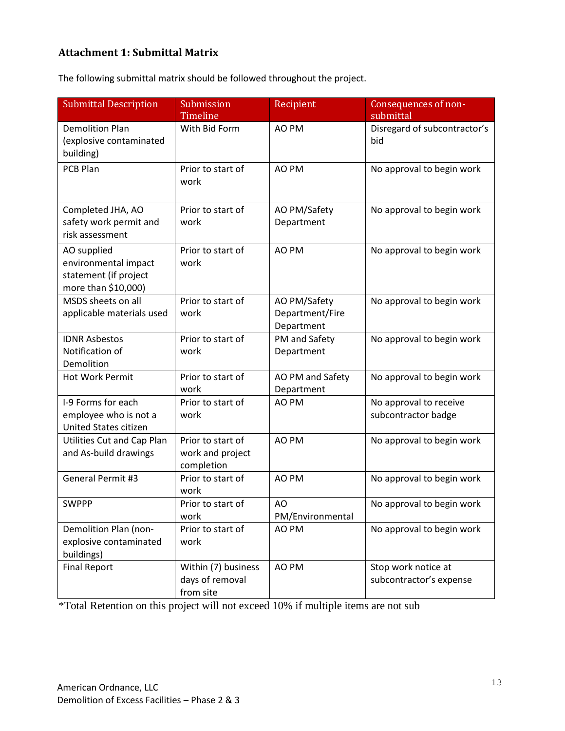### Attachment 1: Submittal Matrix

The following submittal matrix should be followed throughout the project.

| Submittal Description | Submission Timeline | Recipient | Consequences of non-submittal |
|---|---|---|---|
| Demolition Plan (explosive contaminated building) | With Bid Form | AO PM | Disregard of subcontractor's bid |
| PCB Plan | Prior to start of work | AO PM | No approval to begin work |
| Completed JHA, AO safety work permit and risk assessment | Prior to start of work | AO PM/Safety Department | No approval to begin work |
| AO supplied environmental impact statement (if project more than $10,000) | Prior to start of work | AO PM | No approval to begin work |
| MSDS sheets on all applicable materials used | Prior to start of work | AO PM/Safety Department/Fire Department | No approval to begin work |
| IDNR Asbestos Notification of Demolition | Prior to start of work | PM and Safety Department | No approval to begin work |
| Hot Work Permit | Prior to start of work | AO PM and Safety Department | No approval to begin work |
| I-9 Forms for each employee who is not a United States citizen | Prior to start of work | AO PM | No approval to receive subcontractor badge |
| Utilities Cut and Cap Plan and As-build drawings | Prior to start of work and project completion | AO PM | No approval to begin work |
| General Permit #3 | Prior to start of work | AO PM | No approval to begin work |
| SWPPP | Prior to start of work | AO PM/Environmental | No approval to begin work |
| Demolition Plan (non-explosive contaminated buildings) | Prior to start of work | AO PM | No approval to begin work |
| Final Report | Within (7) business days of removal from site | AO PM | Stop work notice at subcontractor's expense |

*Total Retention on this project will not exceed 10% if multiple items are not sub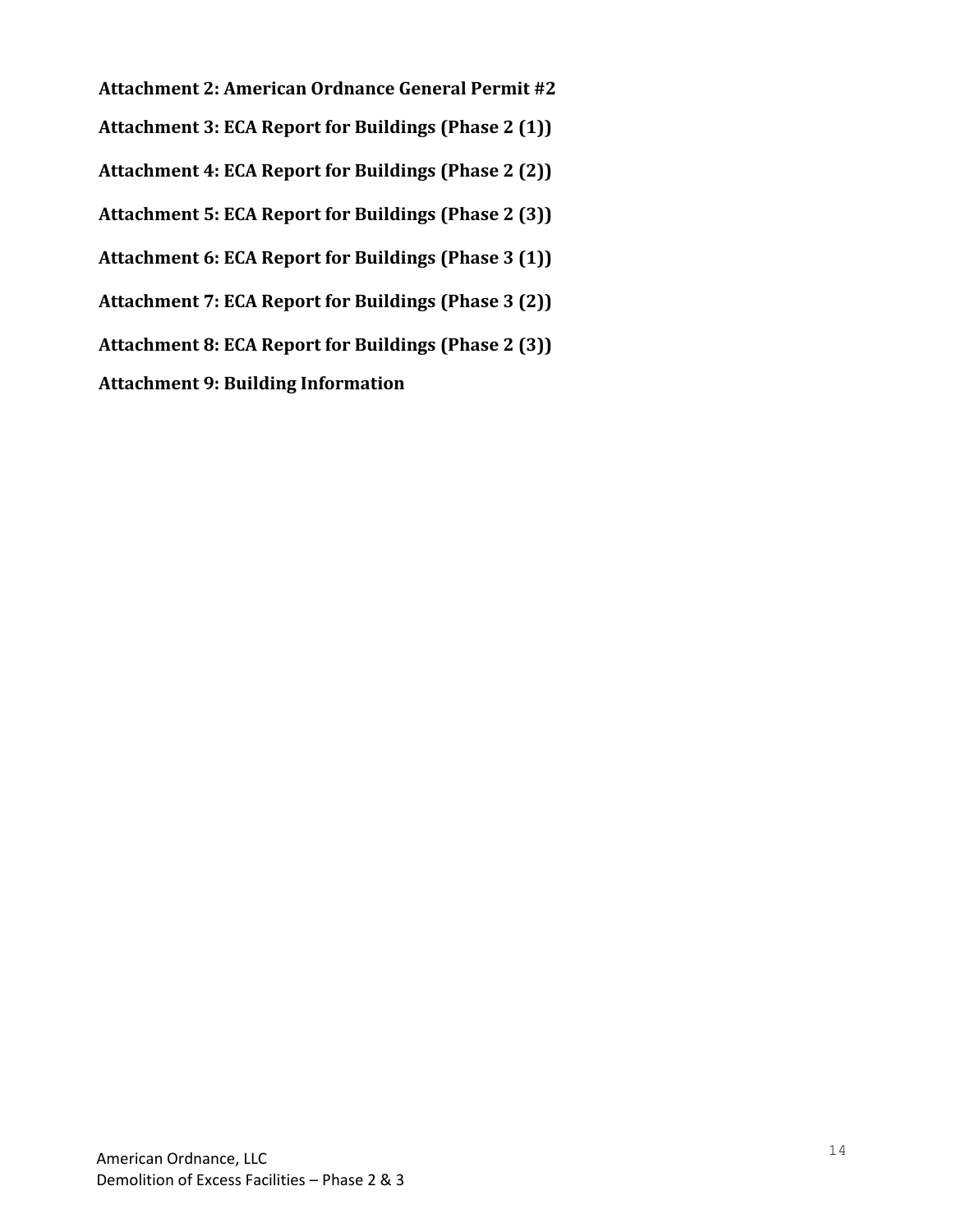**Attachment 2: American Ordnance General Permit #2**

**Attachment 3: ECA Report for Buildings (Phase 2 (1))**

**Attachment 4: ECA Report for Buildings (Phase 2 (2))**

**Attachment 5: ECA Report for Buildings (Phase 2 (3))**

**Attachment 6: ECA Report for Buildings (Phase 3 (1))**

**Attachment 7: ECA Report for Buildings (Phase 3 (2))**

**Attachment 8: ECA Report for Buildings (Phase 2 (3))**

**Attachment 9: Building Information**